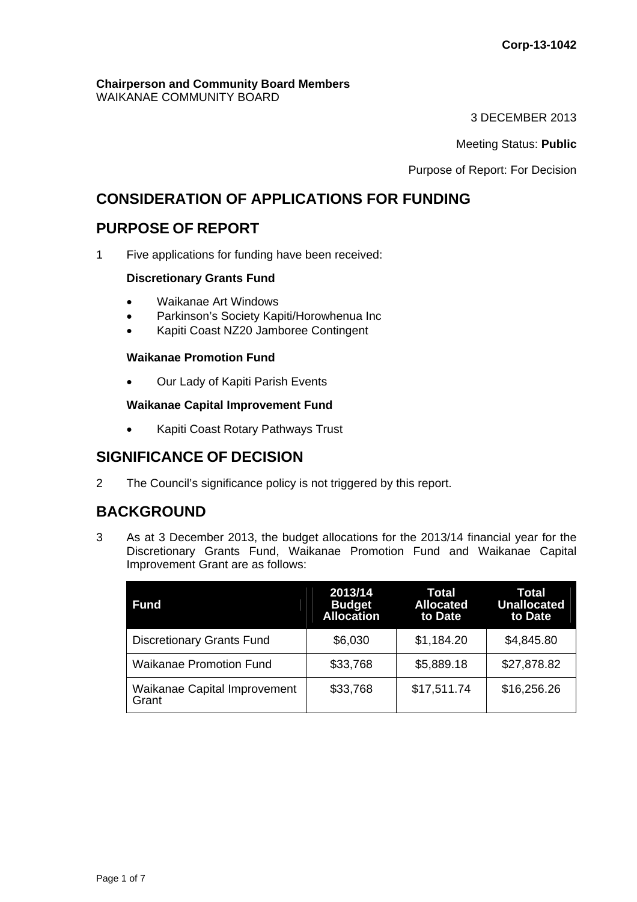Corp-13-1042

**Chairperson and Community Board Members**
WAIKANAE COMMUNITY BOARD

3 DECEMBER 2013

Meeting Status: **Public**

Purpose of Report: For Decision

## CONSIDERATION OF APPLICATIONS FOR FUNDING

## PURPOSE OF REPORT

1 Five applications for funding have been received:

**Discretionary Grants Fund**

- Waikanae Art Windows
- Parkinson's Society Kapiti/Horowhenua Inc
- Kapiti Coast NZ20 Jamboree Contingent

**Waikanae Promotion Fund**

- Our Lady of Kapiti Parish Events

**Waikanae Capital Improvement Fund**

- Kapiti Coast Rotary Pathways Trust

## SIGNIFICANCE OF DECISION

2 The Council's significance policy is not triggered by this report.

## BACKGROUND

3 As at 3 December 2013, the budget allocations for the 2013/14 financial year for the Discretionary Grants Fund, Waikanae Promotion Fund and Waikanae Capital Improvement Grant are as follows:

| Fund | 2013/14 Budget Allocation | Total Allocated to Date | Total Unallocated to Date |
|---|---|---|---|
| Discretionary Grants Fund | $6,030 | $1,184.20 | $4,845.80 |
| Waikanae Promotion Fund | $33,768 | $5,889.18 | $27,878.82 |
| Waikanae Capital Improvement Grant | $33,768 | $17,511.74 | $16,256.26 |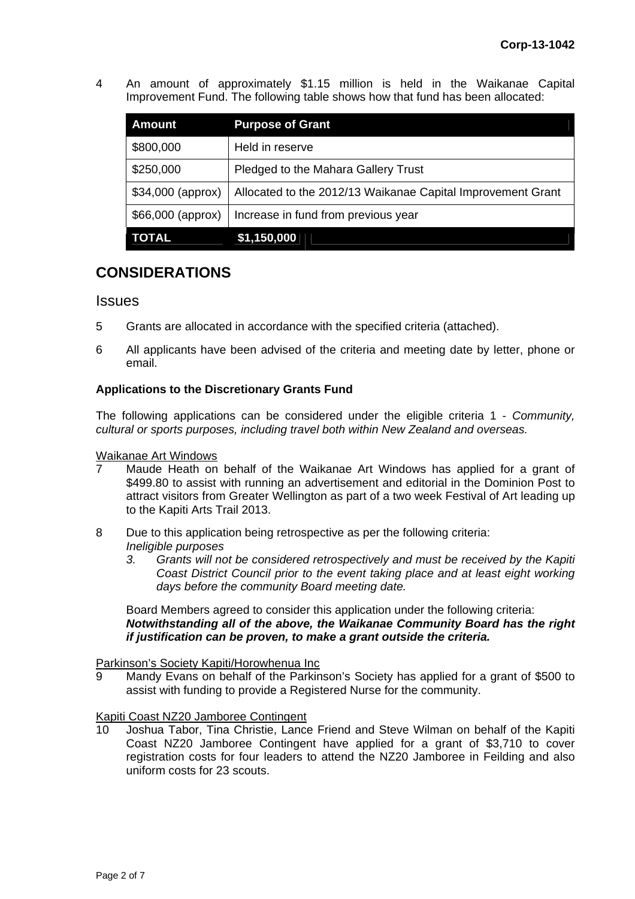4 An amount of approximately $1.15 million is held in the Waikanae Capital Improvement Fund. The following table shows how that fund has been allocated:

| Amount | Purpose of Grant |
|---|---|
| $800,000 | Held in reserve |
| $250,000 | Pledged to the Mahara Gallery Trust |
| $34,000 (approx) | Allocated to the 2012/13 Waikanae Capital Improvement Grant |
| $66,000 (approx) | Increase in fund from previous year |
| **TOTAL** | **$1,150,000** |

## CONSIDERATIONS

### Issues

5 Grants are allocated in accordance with the specified criteria (attached).

6 All applicants have been advised of the criteria and meeting date by letter, phone or email.

**Applications to the Discretionary Grants Fund**

The following applications can be considered under the eligible criteria 1 - *Community, cultural or sports purposes, including travel both within New Zealand and overseas.*

Waikanae Art Windows

7 Maude Heath on behalf of the Waikanae Art Windows has applied for a grant of $499.80 to assist with running an advertisement and editorial in the Dominion Post to attract visitors from Greater Wellington as part of a two week Festival of Art leading up to the Kapiti Arts Trail 2013.

8 Due to this application being retrospective as per the following criteria:
*Ineligible purposes*
*3. Grants will not be considered retrospectively and must be received by the Kapiti Coast District Council prior to the event taking place and at least eight working days before the community Board meeting date.*

Board Members agreed to consider this application under the following criteria:
***Notwithstanding all of the above, the Waikanae Community Board has the right if justification can be proven, to make a grant outside the criteria.***

Parkinson's Society Kapiti/Horowhenua Inc

9 Mandy Evans on behalf of the Parkinson's Society has applied for a grant of $500 to assist with funding to provide a Registered Nurse for the community.

Kapiti Coast NZ20 Jamboree Contingent

10 Joshua Tabor, Tina Christie, Lance Friend and Steve Wilman on behalf of the Kapiti Coast NZ20 Jamboree Contingent have applied for a grant of $3,710 to cover registration costs for four leaders to attend the NZ20 Jamboree in Feilding and also uniform costs for 23 scouts.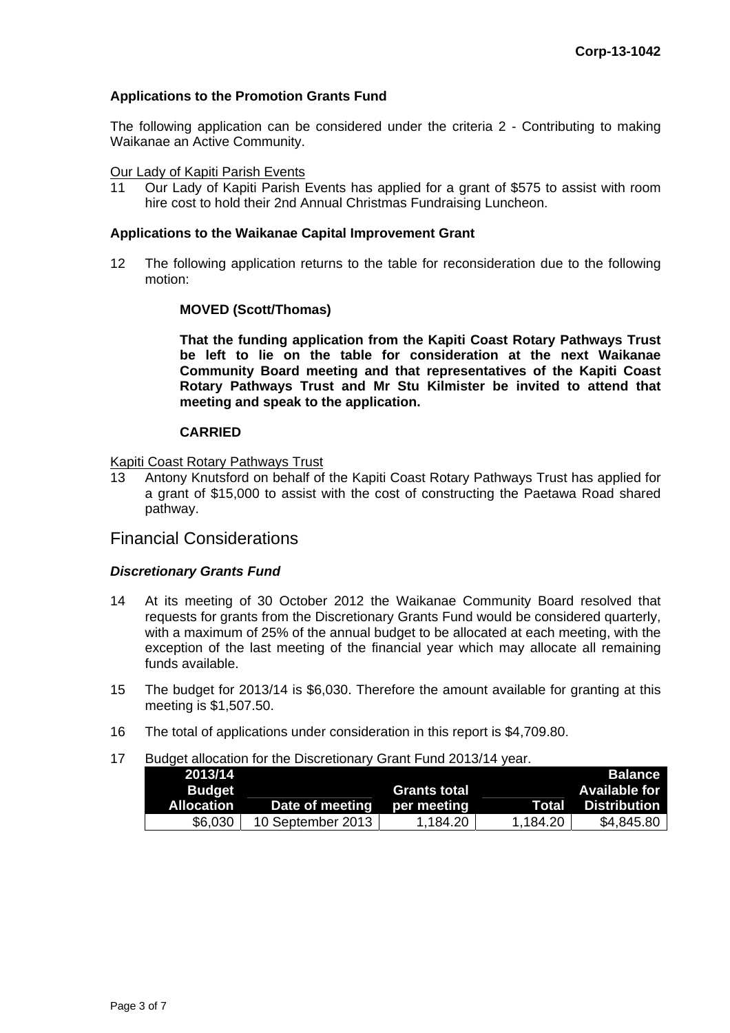**Applications to the Promotion Grants Fund**

The following application can be considered under the criteria 2 - Contributing to making Waikanae an Active Community.

Our Lady of Kapiti Parish Events

11 Our Lady of Kapiti Parish Events has applied for a grant of $575 to assist with room hire cost to hold their 2nd Annual Christmas Fundraising Luncheon.

**Applications to the Waikanae Capital Improvement Grant**

12 The following application returns to the table for reconsideration due to the following motion:

**MOVED (Scott/Thomas)**

**That the funding application from the Kapiti Coast Rotary Pathways Trust be left to lie on the table for consideration at the next Waikanae Community Board meeting and that representatives of the Kapiti Coast Rotary Pathways Trust and Mr Stu Kilmister be invited to attend that meeting and speak to the application.**

**CARRIED**

Kapiti Coast Rotary Pathways Trust

13 Antony Knutsford on behalf of the Kapiti Coast Rotary Pathways Trust has applied for a grant of $15,000 to assist with the cost of constructing the Paetawa Road shared pathway.

## Financial Considerations

***Discretionary Grants Fund***

14 At its meeting of 30 October 2012 the Waikanae Community Board resolved that requests for grants from the Discretionary Grants Fund would be considered quarterly, with a maximum of 25% of the annual budget to be allocated at each meeting, with the exception of the last meeting of the financial year which may allocate all remaining funds available.

15 The budget for 2013/14 is $6,030. Therefore the amount available for granting at this meeting is $1,507.50.

16 The total of applications under consideration in this report is $4,709.80.

17 Budget allocation for the Discretionary Grant Fund 2013/14 year.

| 2013/14 Budget Allocation | Date of meeting | Grants total per meeting | Total | Balance Available for Distribution |
|---|---|---|---|---|
| $6,030 | 10 September 2013 | 1,184.20 | 1,184.20 | $4,845.80 |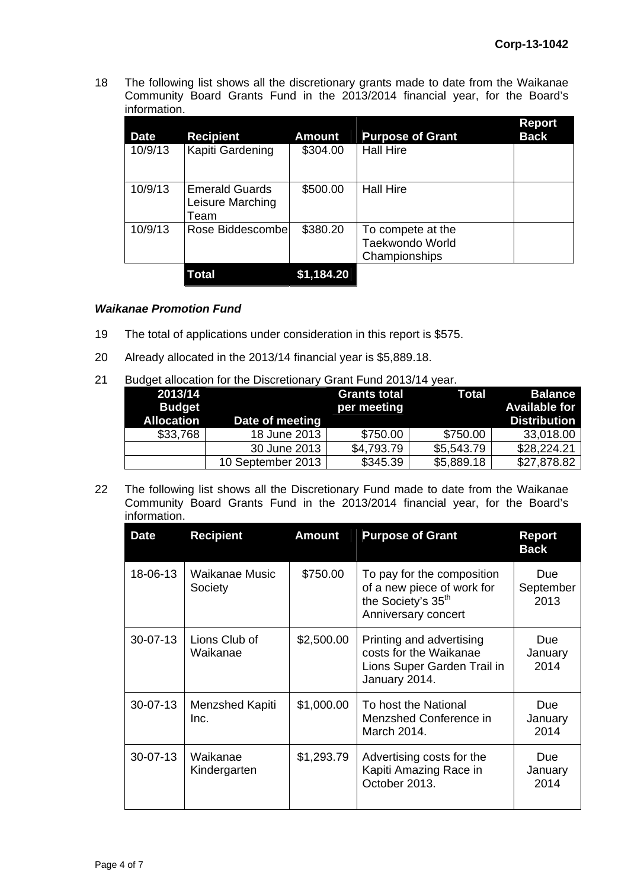18 The following list shows all the discretionary grants made to date from the Waikanae Community Board Grants Fund in the 2013/2014 financial year, for the Board's information.

| Date | Recipient | Amount | Purpose of Grant | Report Back |
|---|---|---|---|---|
| 10/9/13 | Kapiti Gardening | $304.00 | Hall Hire | |
| 10/9/13 | Emerald Guards Leisure Marching Team | $500.00 | Hall Hire | |
| 10/9/13 | Rose Biddescombe | $380.20 | To compete at the Taekwondo World Championships | |
| | **Total** | **$1,184.20** | | |

***Waikanae Promotion Fund***

19 The total of applications under consideration in this report is $575.

20 Already allocated in the 2013/14 financial year is $5,889.18.

21 Budget allocation for the Discretionary Grant Fund 2013/14 year.

| 2013/14 Budget Allocation | Date of meeting | Grants total per meeting | Total | Balance Available for Distribution |
|---|---|---|---|---|
| $33,768 | 18 June 2013 | $750.00 | $750.00 | 33,018.00 |
| | 30 June 2013 | $4,793.79 | $5,543.79 | $28,224.21 |
| | 10 September 2013 | $345.39 | $5,889.18 | $27,878.82 |

22 The following list shows all the Discretionary Fund made to date from the Waikanae Community Board Grants Fund in the 2013/2014 financial year, for the Board's information.

| Date | Recipient | Amount | Purpose of Grant | Report Back |
|---|---|---|---|---|
| 18-06-13 | Waikanae Music Society | $750.00 | To pay for the composition of a new piece of work for the Society's 35th Anniversary concert | Due September 2013 |
| 30-07-13 | Lions Club of Waikanae | $2,500.00 | Printing and advertising costs for the Waikanae Lions Super Garden Trail in January 2014. | Due January 2014 |
| 30-07-13 | Menzshed Kapiti Inc. | $1,000.00 | To host the National Menzshed Conference in March 2014. | Due January 2014 |
| 30-07-13 | Waikanae Kindergarten | $1,293.79 | Advertising costs for the Kapiti Amazing Race in October 2013. | Due January 2014 |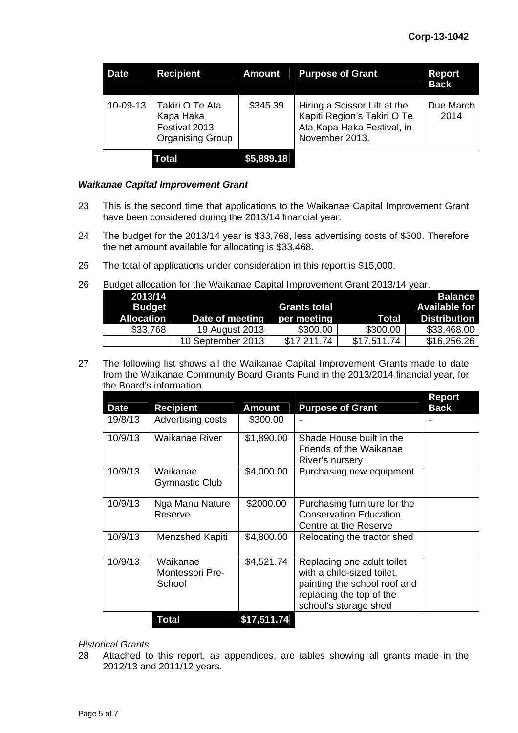| Date | Recipient | Amount | Purpose of Grant | Report Back |
|---|---|---|---|---|
| 10-09-13 | Takiri O Te Ata Kapa Haka Festival 2013 Organising Group | $345.39 | Hiring a Scissor Lift at the Kapiti Region's Takiri O Te Ata Kapa Haka Festival, in November 2013. | Due March 2014 |
| | **Total** | **$5,889.18** | | |

***Waikanae Capital Improvement Grant***

23 This is the second time that applications to the Waikanae Capital Improvement Grant have been considered during the 2013/14 financial year.

24 The budget for the 2013/14 year is $33,768, less advertising costs of $300. Therefore the net amount available for allocating is $33,468.

25 The total of applications under consideration in this report is $15,000.

26 Budget allocation for the Waikanae Capital Improvement Grant 2013/14 year.

| 2013/14 Budget Allocation | Date of meeting | Grants total per meeting | Total | Balance Available for Distribution |
|---|---|---|---|---|
| $33,768 | 19 August 2013 | $300.00 | $300.00 | $33,468.00 |
| | 10 September 2013 | $17,211.74 | $17,511.74 | $16,256.26 |

27 The following list shows all the Waikanae Capital Improvement Grants made to date from the Waikanae Community Board Grants Fund in the 2013/2014 financial year, for the Board's information.

| Date | Recipient | Amount | Purpose of Grant | Report Back |
|---|---|---|---|---|
| 19/8/13 | Advertising costs | $300.00 | - | - |
| 10/9/13 | Waikanae River | $1,890.00 | Shade House built in the Friends of the Waikanae River's nursery | |
| 10/9/13 | Waikanae Gymnastic Club | $4,000.00 | Purchasing new equipment | |
| 10/9/13 | Nga Manu Nature Reserve | $2000.00 | Purchasing furniture for the Conservation Education Centre at the Reserve | |
| 10/9/13 | Menzshed Kapiti | $4,800.00 | Relocating the tractor shed | |
| 10/9/13 | Waikanae Montessori Pre-School | $4,521.74 | Replacing one adult toilet with a child-sized toilet, painting the school roof and replacing the top of the school's storage shed | |
| | **Total** | **$17,511.74** | | |

*Historical Grants*

28 Attached to this report, as appendices, are tables showing all grants made in the 2012/13 and 2011/12 years.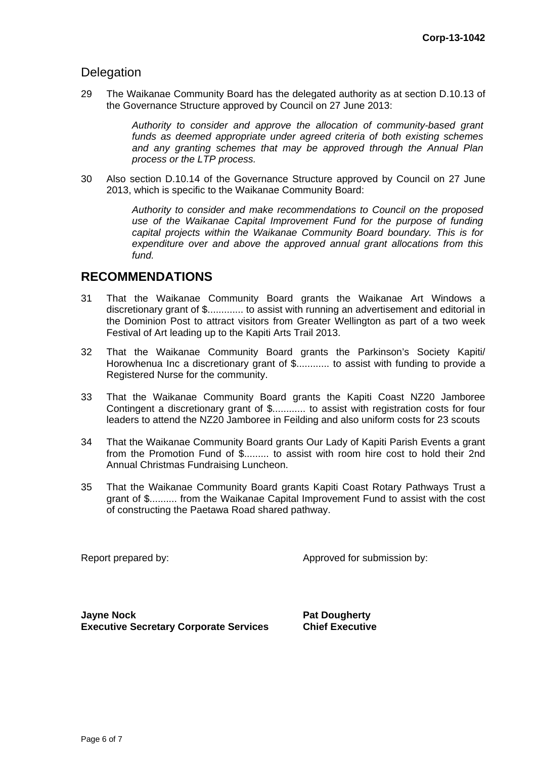## Delegation

29 The Waikanae Community Board has the delegated authority as at section D.10.13 of the Governance Structure approved by Council on 27 June 2013:

> *Authority to consider and approve the allocation of community-based grant funds as deemed appropriate under agreed criteria of both existing schemes and any granting schemes that may be approved through the Annual Plan process or the LTP process.*

30 Also section D.10.14 of the Governance Structure approved by Council on 27 June 2013, which is specific to the Waikanae Community Board:

> *Authority to consider and make recommendations to Council on the proposed use of the Waikanae Capital Improvement Fund for the purpose of funding capital projects within the Waikanae Community Board boundary. This is for expenditure over and above the approved annual grant allocations from this fund.*

# RECOMMENDATIONS

31 That the Waikanae Community Board grants the Waikanae Art Windows a discretionary grant of $............. to assist with running an advertisement and editorial in the Dominion Post to attract visitors from Greater Wellington as part of a two week Festival of Art leading up to the Kapiti Arts Trail 2013.

32 That the Waikanae Community Board grants the Parkinson's Society Kapiti/ Horowhenua Inc a discretionary grant of $............ to assist with funding to provide a Registered Nurse for the community.

33 That the Waikanae Community Board grants the Kapiti Coast NZ20 Jamboree Contingent a discretionary grant of $............ to assist with registration costs for four leaders to attend the NZ20 Jamboree in Feilding and also uniform costs for 23 scouts

34 That the Waikanae Community Board grants Our Lady of Kapiti Parish Events a grant from the Promotion Fund of $......... to assist with room hire cost to hold their 2nd Annual Christmas Fundraising Luncheon.

35 That the Waikanae Community Board grants Kapiti Coast Rotary Pathways Trust a grant of $.......... from the Waikanae Capital Improvement Fund to assist with the cost of constructing the Paetawa Road shared pathway.

Report prepared by: Approved for submission by:

**Jayne Nock**
**Executive Secretary Corporate Services**

**Pat Dougherty**
**Chief Executive**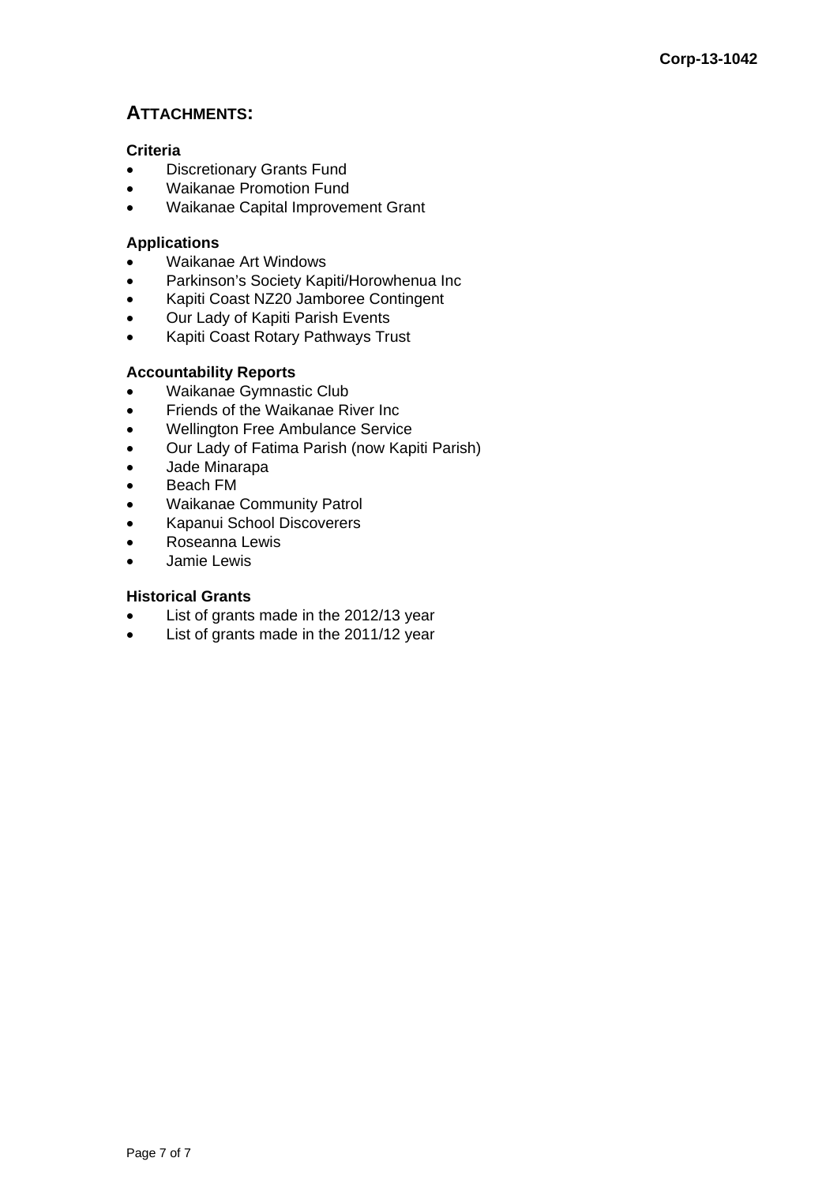## ATTACHMENTS:

### Criteria

- Discretionary Grants Fund
- Waikanae Promotion Fund
- Waikanae Capital Improvement Grant

### Applications

- Waikanae Art Windows
- Parkinson's Society Kapiti/Horowhenua Inc
- Kapiti Coast NZ20 Jamboree Contingent
- Our Lady of Kapiti Parish Events
- Kapiti Coast Rotary Pathways Trust

### Accountability Reports

- Waikanae Gymnastic Club
- Friends of the Waikanae River Inc
- Wellington Free Ambulance Service
- Our Lady of Fatima Parish (now Kapiti Parish)
- Jade Minarapa
- Beach FM
- Waikanae Community Patrol
- Kapanui School Discoverers
- Roseanna Lewis
- Jamie Lewis

### Historical Grants

- List of grants made in the 2012/13 year
- List of grants made in the 2011/12 year